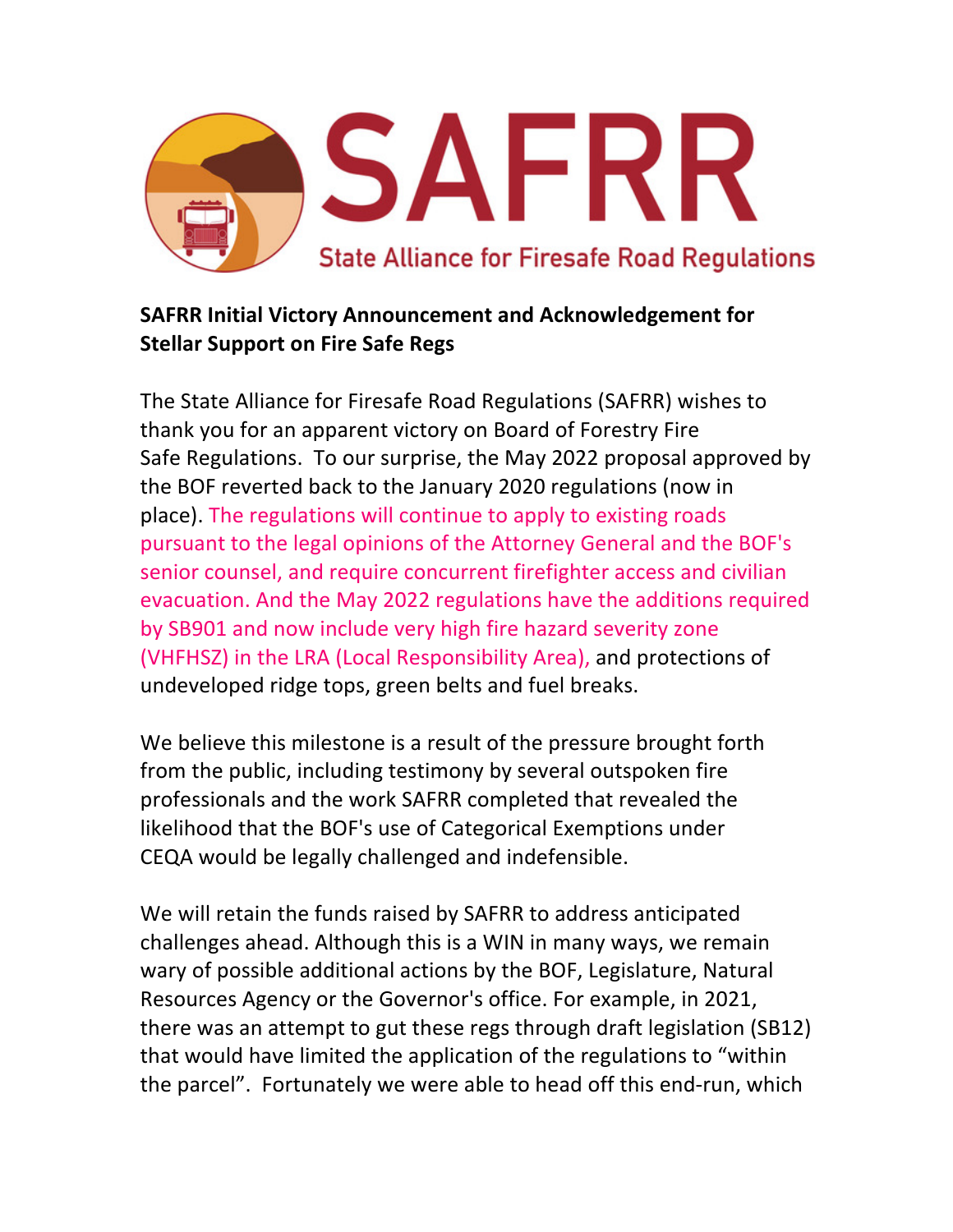# SAFRR

State Alliance for Firesafe Road Regulations

**SAFRR Initial Victory Announcement and Acknowledgement for Stellar Support on Fire Safe Regs**

The State Alliance for Firesafe Road Regulations (SAFRR) wishes to thank you for an apparent victory on Board of Forestry Fire Safe Regulations. To our surprise, the May 2022 proposal approved by the BOF reverted back to the January 2020 regulations (now in place). The regulations will continue to apply to existing roads pursuant to the legal opinions of the Attorney General and the BOF's senior counsel, and require concurrent firefighter access and civilian evacuation. And the May 2022 regulations have the additions required by SB901 and now include very high fire hazard severity zone (VHFHSZ) in the LRA (Local Responsibility Area), and protections of undeveloped ridge tops, green belts and fuel breaks.

We believe this milestone is a result of the pressure brought forth from the public, including testimony by several outspoken fire professionals and the work SAFRR completed that revealed the likelihood that the BOF's use of Categorical Exemptions under CEQA would be legally challenged and indefensible.

We will retain the funds raised by SAFRR to address anticipated challenges ahead. Although this is a WIN in many ways, we remain wary of possible additional actions by the BOF, Legislature, Natural Resources Agency or the Governor's office. For example, in 2021, there was an attempt to gut these regs through draft legislation (SB12) that would have limited the application of the regulations to "within the parcel". Fortunately we were able to head off this end-run, which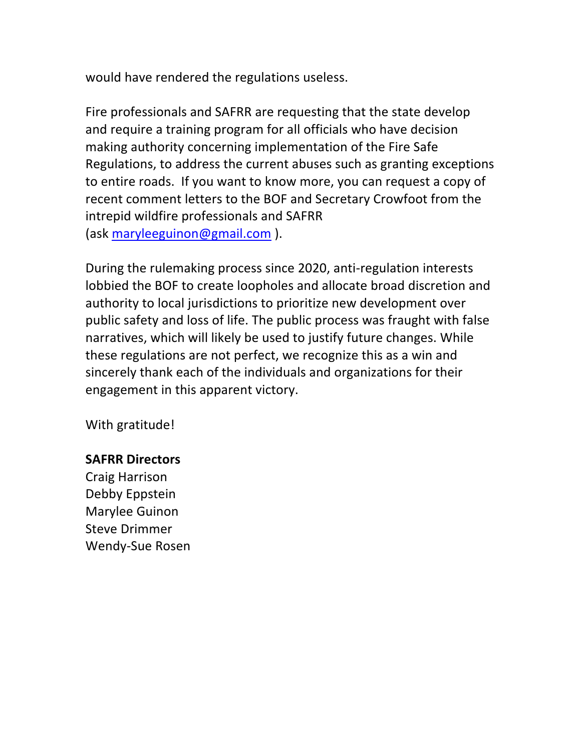would have rendered the regulations useless.

Fire professionals and SAFRR are requesting that the state develop and require a training program for all officials who have decision making authority concerning implementation of the Fire Safe Regulations, to address the current abuses such as granting exceptions to entire roads. If you want to know more, you can request a copy of recent comment letters to the BOF and Secretary Crowfoot from the intrepid wildfire professionals and SAFRR (ask maryleeguinon@gmail.com ).

During the rulemaking process since 2020, anti-regulation interests lobbied the BOF to create loopholes and allocate broad discretion and authority to local jurisdictions to prioritize new development over public safety and loss of life. The public process was fraught with false narratives, which will likely be used to justify future changes. While these regulations are not perfect, we recognize this as a win and sincerely thank each of the individuals and organizations for their engagement in this apparent victory.

With gratitude!

**SAFRR Directors**
Craig Harrison
Debby Eppstein
Marylee Guinon
Steve Drimmer
Wendy-Sue Rosen